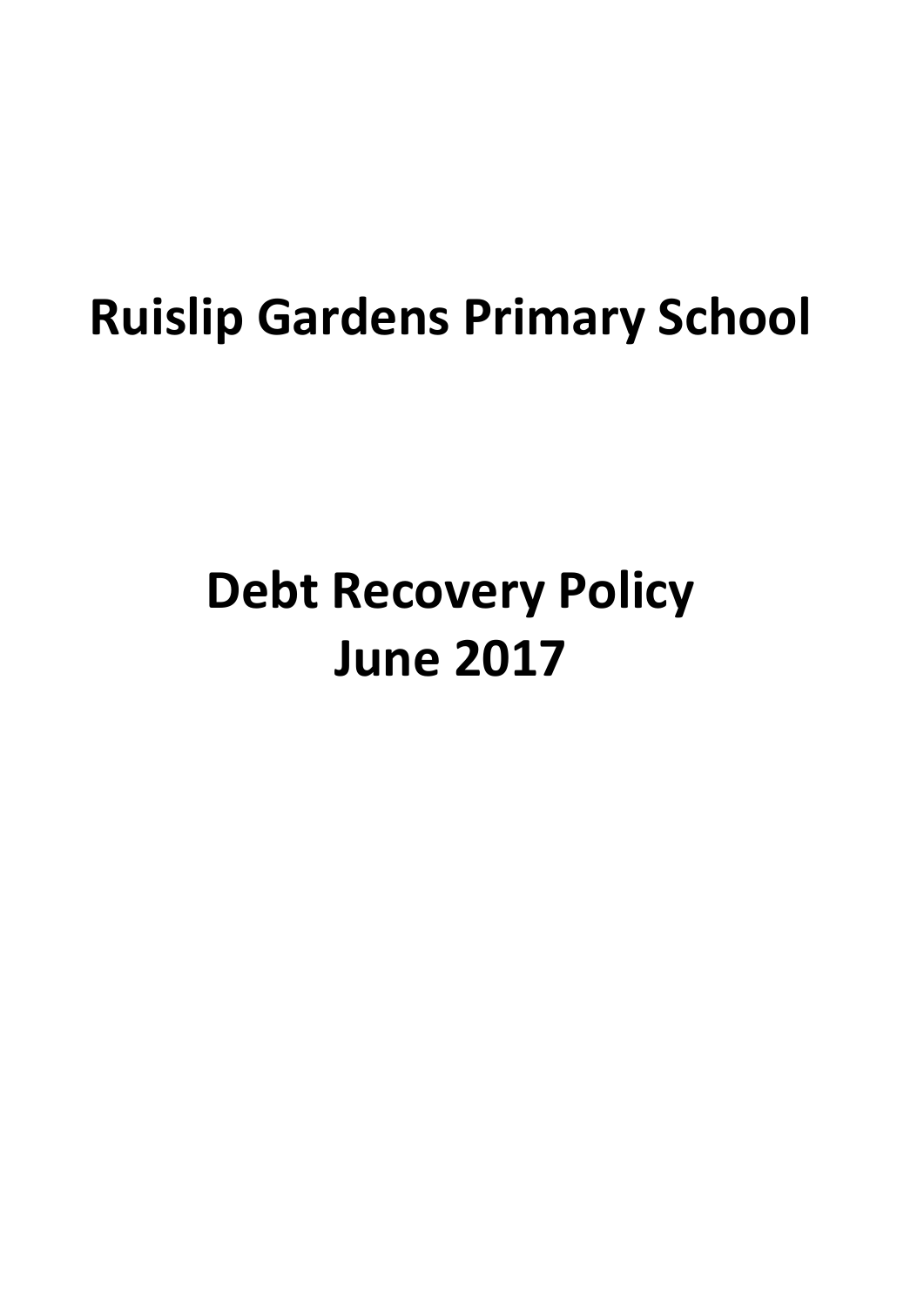# Ruislip Gardens Primary School

# Debt Recovery Policy
# June 2017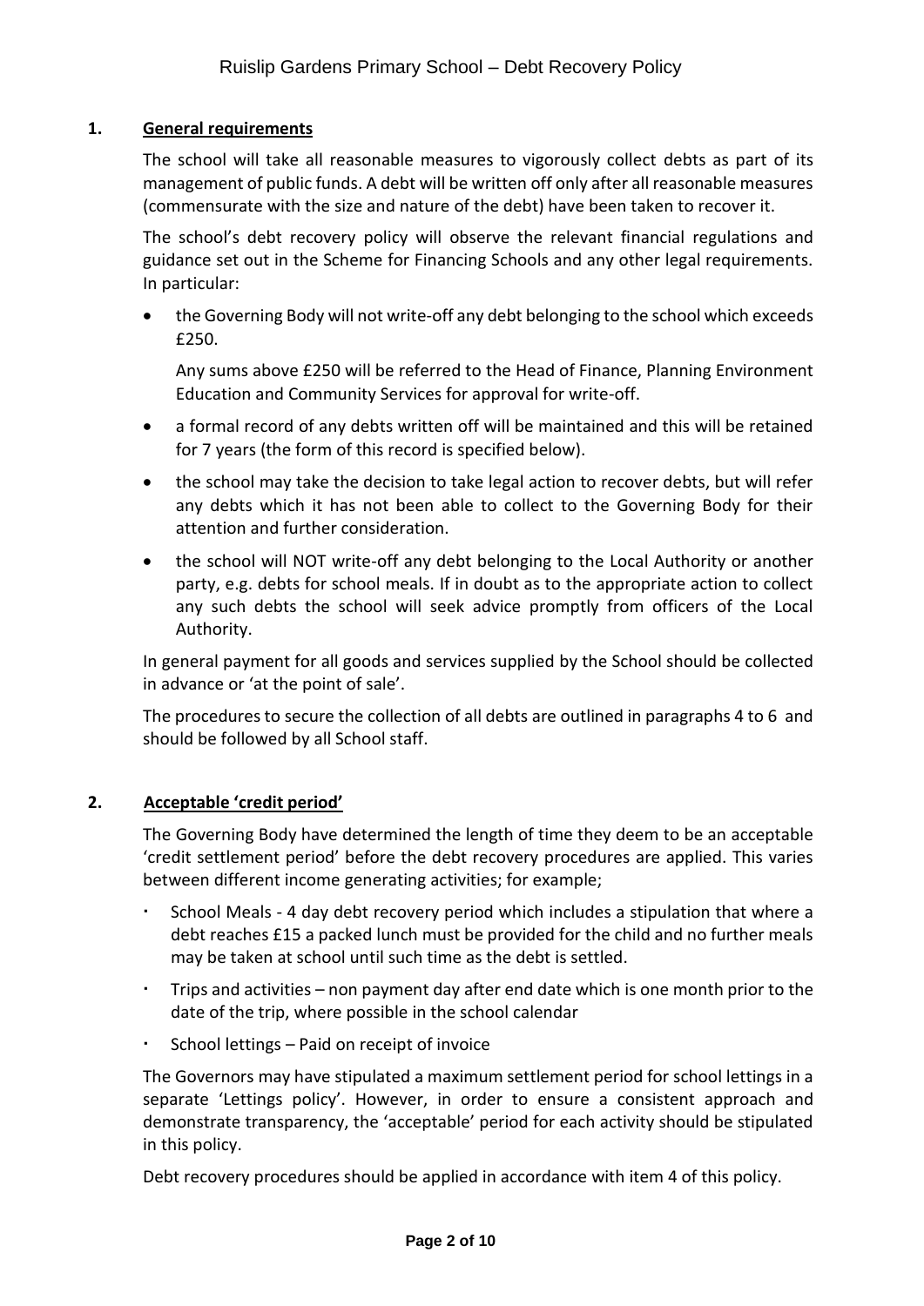## 1. General requirements

The school will take all reasonable measures to vigorously collect debts as part of its management of public funds. A debt will be written off only after all reasonable measures (commensurate with the size and nature of the debt) have been taken to recover it.

The school's debt recovery policy will observe the relevant financial regulations and guidance set out in the Scheme for Financing Schools and any other legal requirements. In particular:

- the Governing Body will not write-off any debt belonging to the school which exceeds £250.

  Any sums above £250 will be referred to the Head of Finance, Planning Environment Education and Community Services for approval for write-off.

- a formal record of any debts written off will be maintained and this will be retained for 7 years (the form of this record is specified below).
- the school may take the decision to take legal action to recover debts, but will refer any debts which it has not been able to collect to the Governing Body for their attention and further consideration.
- the school will NOT write-off any debt belonging to the Local Authority or another party, e.g. debts for school meals. If in doubt as to the appropriate action to collect any such debts the school will seek advice promptly from officers of the Local Authority.

In general payment for all goods and services supplied by the School should be collected in advance or 'at the point of sale'.

The procedures to secure the collection of all debts are outlined in paragraphs 4 to 6 and should be followed by all School staff.

## 2. Acceptable 'credit period'

The Governing Body have determined the length of time they deem to be an acceptable 'credit settlement period' before the debt recovery procedures are applied. This varies between different income generating activities; for example;

- School Meals - 4 day debt recovery period which includes a stipulation that where a debt reaches £15 a packed lunch must be provided for the child and no further meals may be taken at school until such time as the debt is settled.
- Trips and activities – non payment day after end date which is one month prior to the date of the trip, where possible in the school calendar
- School lettings – Paid on receipt of invoice

The Governors may have stipulated a maximum settlement period for school lettings in a separate 'Lettings policy'. However, in order to ensure a consistent approach and demonstrate transparency, the 'acceptable' period for each activity should be stipulated in this policy.

Debt recovery procedures should be applied in accordance with item 4 of this policy.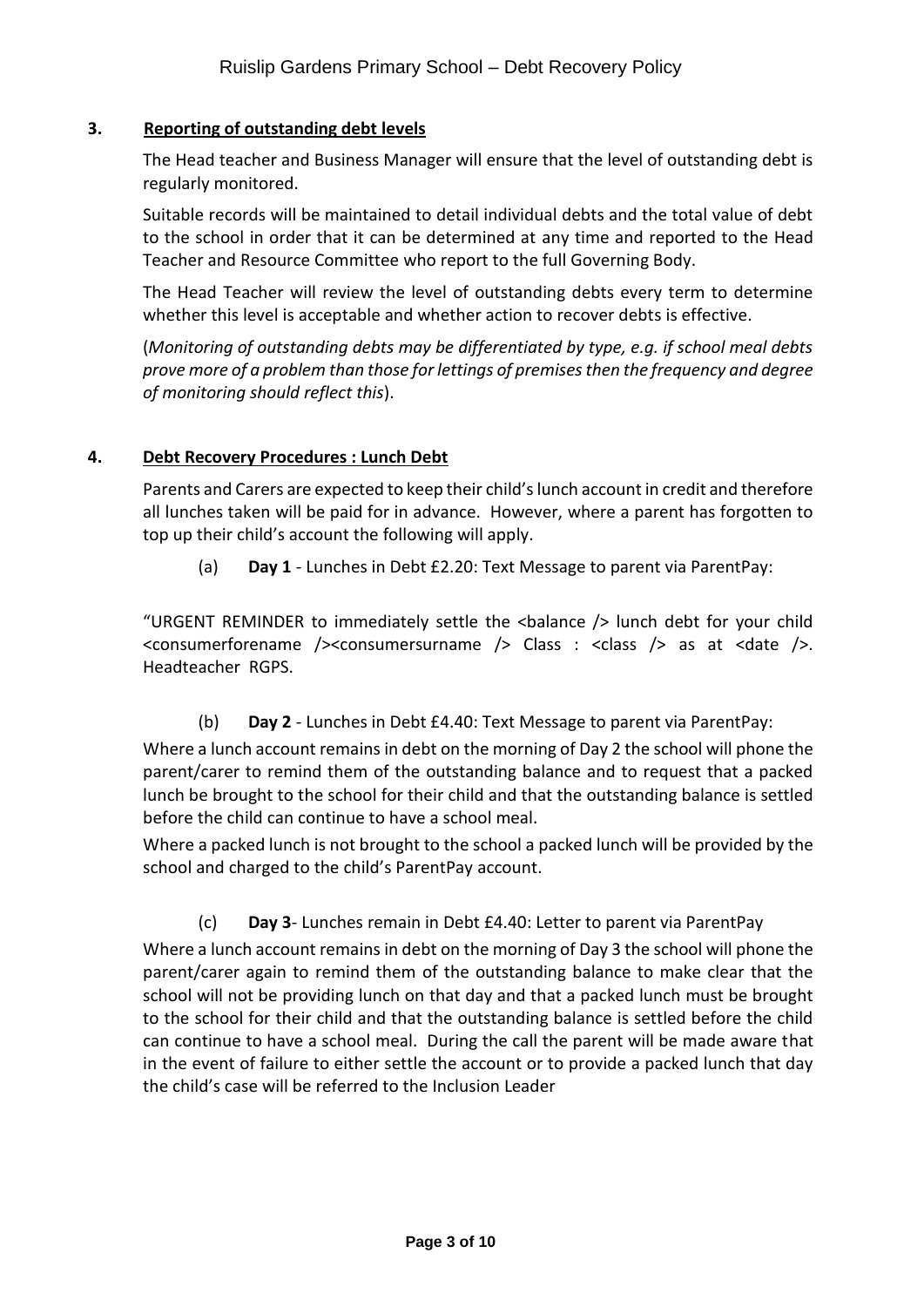## 3. Reporting of outstanding debt levels

The Head teacher and Business Manager will ensure that the level of outstanding debt is regularly monitored.

Suitable records will be maintained to detail individual debts and the total value of debt to the school in order that it can be determined at any time and reported to the Head Teacher and Resource Committee who report to the full Governing Body.

The Head Teacher will review the level of outstanding debts every term to determine whether this level is acceptable and whether action to recover debts is effective.

(*Monitoring of outstanding debts may be differentiated by type, e.g. if school meal debts prove more of a problem than those for lettings of premises then the frequency and degree of monitoring should reflect this*).

## 4. Debt Recovery Procedures : Lunch Debt

Parents and Carers are expected to keep their child's lunch account in credit and therefore all lunches taken will be paid for in advance. However, where a parent has forgotten to top up their child's account the following will apply.

(a) **Day 1** - Lunches in Debt £2.20: Text Message to parent via ParentPay:

"URGENT REMINDER to immediately settle the <balance /> lunch debt for your child <consumerforename /><consumersurname /> Class : <class /> as at <date />. Headteacher RGPS.

(b) **Day 2** - Lunches in Debt £4.40: Text Message to parent via ParentPay:

Where a lunch account remains in debt on the morning of Day 2 the school will phone the parent/carer to remind them of the outstanding balance and to request that a packed lunch be brought to the school for their child and that the outstanding balance is settled before the child can continue to have a school meal.

Where a packed lunch is not brought to the school a packed lunch will be provided by the school and charged to the child's ParentPay account.

(c) **Day 3**- Lunches remain in Debt £4.40: Letter to parent via ParentPay

Where a lunch account remains in debt on the morning of Day 3 the school will phone the parent/carer again to remind them of the outstanding balance to make clear that the school will not be providing lunch on that day and that a packed lunch must be brought to the school for their child and that the outstanding balance is settled before the child can continue to have a school meal. During the call the parent will be made aware that in the event of failure to either settle the account or to provide a packed lunch that day the child's case will be referred to the Inclusion Leader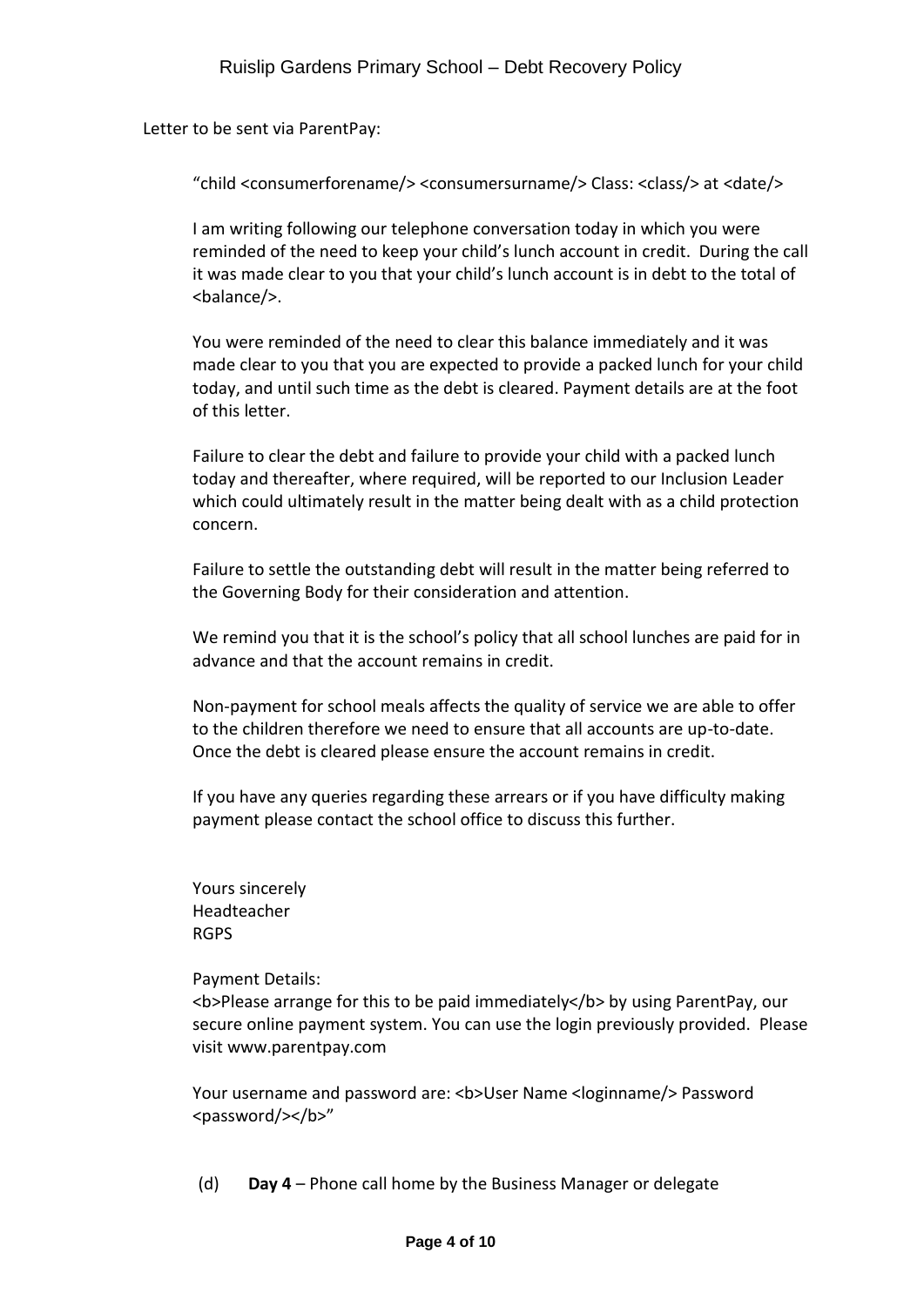Letter to be sent via ParentPay:

> "child <consumerforename/> <consumersurname/> Class: <class/> at <date/>
>
> I am writing following our telephone conversation today in which you were reminded of the need to keep your child's lunch account in credit. During the call it was made clear to you that your child's lunch account is in debt to the total of <balance/>.
>
> You were reminded of the need to clear this balance immediately and it was made clear to you that you are expected to provide a packed lunch for your child today, and until such time as the debt is cleared. Payment details are at the foot of this letter.
>
> Failure to clear the debt and failure to provide your child with a packed lunch today and thereafter, where required, will be reported to our Inclusion Leader which could ultimately result in the matter being dealt with as a child protection concern.
>
> Failure to settle the outstanding debt will result in the matter being referred to the Governing Body for their consideration and attention.
>
> We remind you that it is the school's policy that all school lunches are paid for in advance and that the account remains in credit.
>
> Non-payment for school meals affects the quality of service we are able to offer to the children therefore we need to ensure that all accounts are up-to-date. Once the debt is cleared please ensure the account remains in credit.
>
> If you have any queries regarding these arrears or if you have difficulty making payment please contact the school office to discuss this further.
>
> Yours sincerely
> Headteacher
> RGPS
>
> Payment Details:
> <b>Please arrange for this to be paid immediately</b> by using ParentPay, our secure online payment system. You can use the login previously provided. Please visit www.parentpay.com
>
> Your username and password are: <b>User Name <loginname/> Password <password/></b>"

(d) **Day 4** – Phone call home by the Business Manager or delegate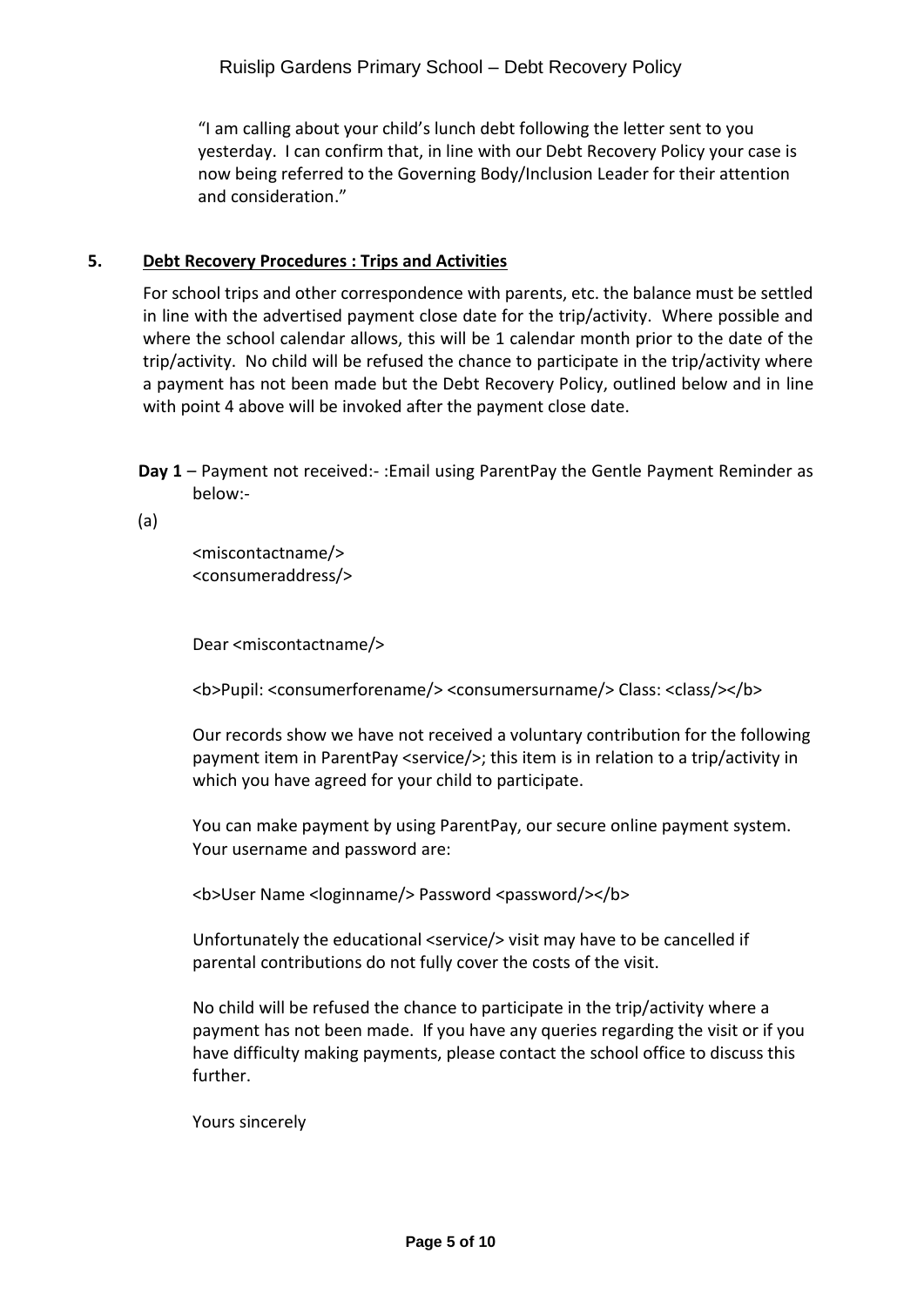"I am calling about your child's lunch debt following the letter sent to you yesterday. I can confirm that, in line with our Debt Recovery Policy your case is now being referred to the Governing Body/Inclusion Leader for their attention and consideration."

## 5. Debt Recovery Procedures : Trips and Activities

For school trips and other correspondence with parents, etc. the balance must be settled in line with the advertised payment close date for the trip/activity. Where possible and where the school calendar allows, this will be 1 calendar month prior to the date of the trip/activity. No child will be refused the chance to participate in the trip/activity where a payment has not been made but the Debt Recovery Policy, outlined below and in line with point 4 above will be invoked after the payment close date.

**Day 1** – Payment not received:- :Email using ParentPay the Gentle Payment Reminder as below:-

(a)

<miscontactname/>
<consumeraddress/>

Dear <miscontactname/>

<b>Pupil: <consumerforename/> <consumersurname/> Class: <class/></b>

Our records show we have not received a voluntary contribution for the following payment item in ParentPay <service/>; this item is in relation to a trip/activity in which you have agreed for your child to participate.

You can make payment by using ParentPay, our secure online payment system. Your username and password are:

<b>User Name <loginname/> Password <password/></b>

Unfortunately the educational <service/> visit may have to be cancelled if parental contributions do not fully cover the costs of the visit.

No child will be refused the chance to participate in the trip/activity where a payment has not been made. If you have any queries regarding the visit or if you have difficulty making payments, please contact the school office to discuss this further.

Yours sincerely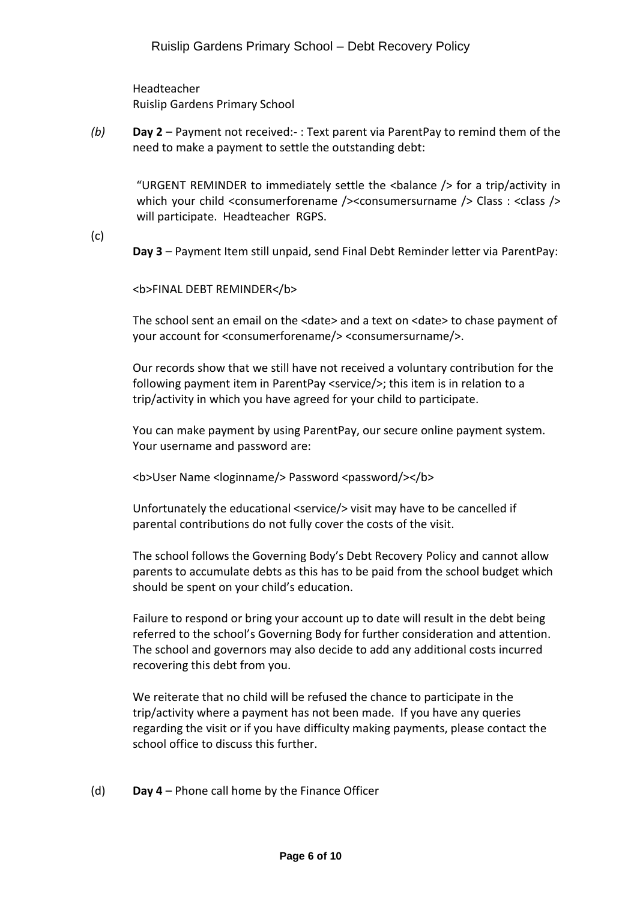Headteacher
Ruislip Gardens Primary School

*(b)* **Day 2** – Payment not received:- : Text parent via ParentPay to remind them of the need to make a payment to settle the outstanding debt:

> "URGENT REMINDER to immediately settle the <balance /> for a trip/activity in which your child <consumerforename /><consumersurname /> Class : <class /> will participate. Headteacher RGPS.

(c) **Day 3** – Payment Item still unpaid, send Final Debt Reminder letter via ParentPay:

> <b>FINAL DEBT REMINDER</b>
>
> The school sent an email on the <date> and a text on <date> to chase payment of your account for <consumerforename/> <consumersurname/>.
>
> Our records show that we still have not received a voluntary contribution for the following payment item in ParentPay <service/>; this item is in relation to a trip/activity in which you have agreed for your child to participate.
>
> You can make payment by using ParentPay, our secure online payment system. Your username and password are:
>
> <b>User Name <loginname/> Password <password/></b>
>
> Unfortunately the educational <service/> visit may have to be cancelled if parental contributions do not fully cover the costs of the visit.
>
> The school follows the Governing Body's Debt Recovery Policy and cannot allow parents to accumulate debts as this has to be paid from the school budget which should be spent on your child's education.
>
> Failure to respond or bring your account up to date will result in the debt being referred to the school's Governing Body for further consideration and attention. The school and governors may also decide to add any additional costs incurred recovering this debt from you.
>
> We reiterate that no child will be refused the chance to participate in the trip/activity where a payment has not been made. If you have any queries regarding the visit or if you have difficulty making payments, please contact the school office to discuss this further.

(d) **Day 4** – Phone call home by the Finance Officer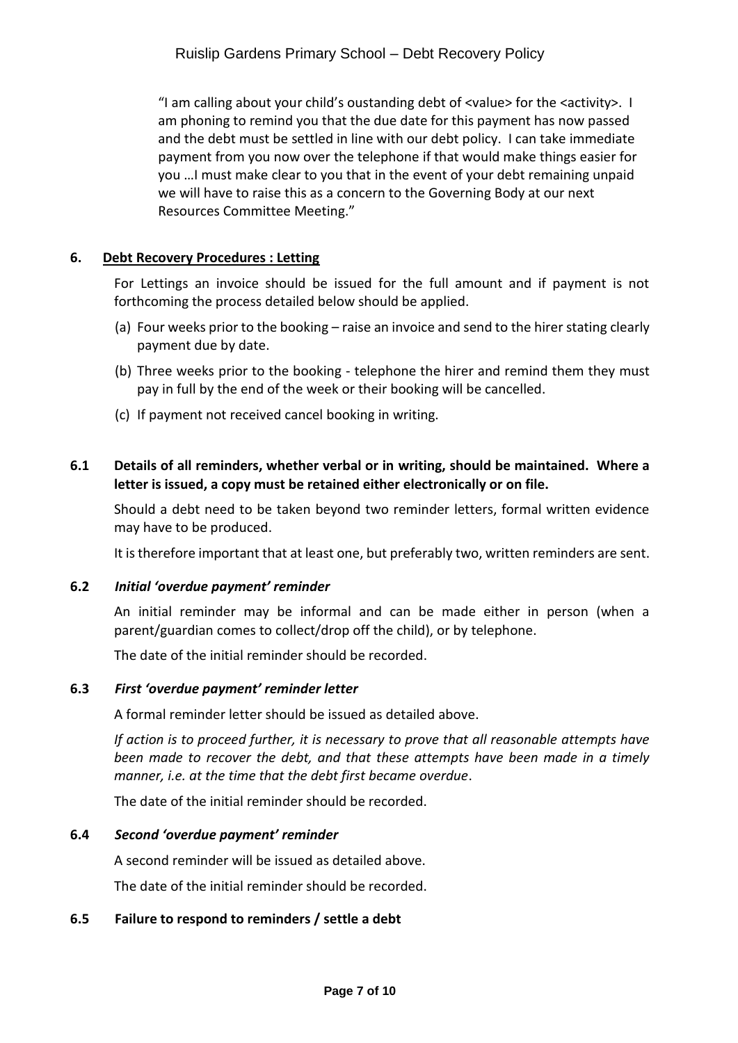"I am calling about your child's oustanding debt of <value> for the <activity>. I am phoning to remind you that the due date for this payment has now passed and the debt must be settled in line with our debt policy. I can take immediate payment from you now over the telephone if that would make things easier for you …I must make clear to you that in the event of your debt remaining unpaid we will have to raise this as a concern to the Governing Body at our next Resources Committee Meeting."

## 6. Debt Recovery Procedures : Letting

For Lettings an invoice should be issued for the full amount and if payment is not forthcoming the process detailed below should be applied.

(a) Four weeks prior to the booking – raise an invoice and send to the hirer stating clearly payment due by date.

(b) Three weeks prior to the booking - telephone the hirer and remind them they must pay in full by the end of the week or their booking will be cancelled.

(c) If payment not received cancel booking in writing.

### 6.1 Details of all reminders, whether verbal or in writing, should be maintained. Where a letter is issued, a copy must be retained either electronically or on file.

Should a debt need to be taken beyond two reminder letters, formal written evidence may have to be produced.

It is therefore important that at least one, but preferably two, written reminders are sent.

### 6.2 *Initial 'overdue payment' reminder*

An initial reminder may be informal and can be made either in person (when a parent/guardian comes to collect/drop off the child), or by telephone.

The date of the initial reminder should be recorded.

### 6.3 *First 'overdue payment' reminder letter*

A formal reminder letter should be issued as detailed above.

*If action is to proceed further, it is necessary to prove that all reasonable attempts have been made to recover the debt, and that these attempts have been made in a timely manner, i.e. at the time that the debt first became overdue*.

The date of the initial reminder should be recorded.

### 6.4 *Second 'overdue payment' reminder*

A second reminder will be issued as detailed above.

The date of the initial reminder should be recorded.

### 6.5 Failure to respond to reminders / settle a debt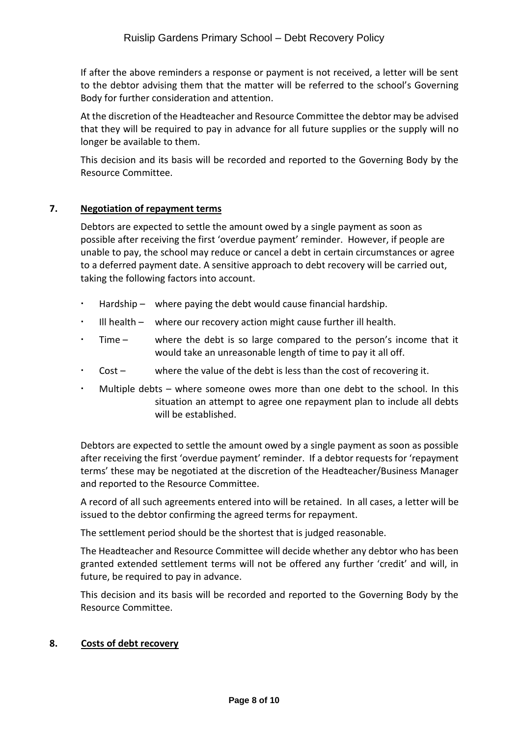If after the above reminders a response or payment is not received, a letter will be sent to the debtor advising them that the matter will be referred to the school's Governing Body for further consideration and attention.

At the discretion of the Headteacher and Resource Committee the debtor may be advised that they will be required to pay in advance for all future supplies or the supply will no longer be available to them.

This decision and its basis will be recorded and reported to the Governing Body by the Resource Committee.

## 7. Negotiation of repayment terms

Debtors are expected to settle the amount owed by a single payment as soon as possible after receiving the first 'overdue payment' reminder. However, if people are unable to pay, the school may reduce or cancel a debt in certain circumstances or agree to a deferred payment date. A sensitive approach to debt recovery will be carried out, taking the following factors into account.

- Hardship – where paying the debt would cause financial hardship.
- Ill health – where our recovery action might cause further ill health.
- Time – where the debt is so large compared to the person's income that it would take an unreasonable length of time to pay it all off.
- Cost – where the value of the debt is less than the cost of recovering it.
- Multiple debts – where someone owes more than one debt to the school. In this situation an attempt to agree one repayment plan to include all debts will be established.

Debtors are expected to settle the amount owed by a single payment as soon as possible after receiving the first 'overdue payment' reminder. If a debtor requests for 'repayment terms' these may be negotiated at the discretion of the Headteacher/Business Manager and reported to the Resource Committee.

A record of all such agreements entered into will be retained. In all cases, a letter will be issued to the debtor confirming the agreed terms for repayment.

The settlement period should be the shortest that is judged reasonable.

The Headteacher and Resource Committee will decide whether any debtor who has been granted extended settlement terms will not be offered any further 'credit' and will, in future, be required to pay in advance.

This decision and its basis will be recorded and reported to the Governing Body by the Resource Committee.

## 8. Costs of debt recovery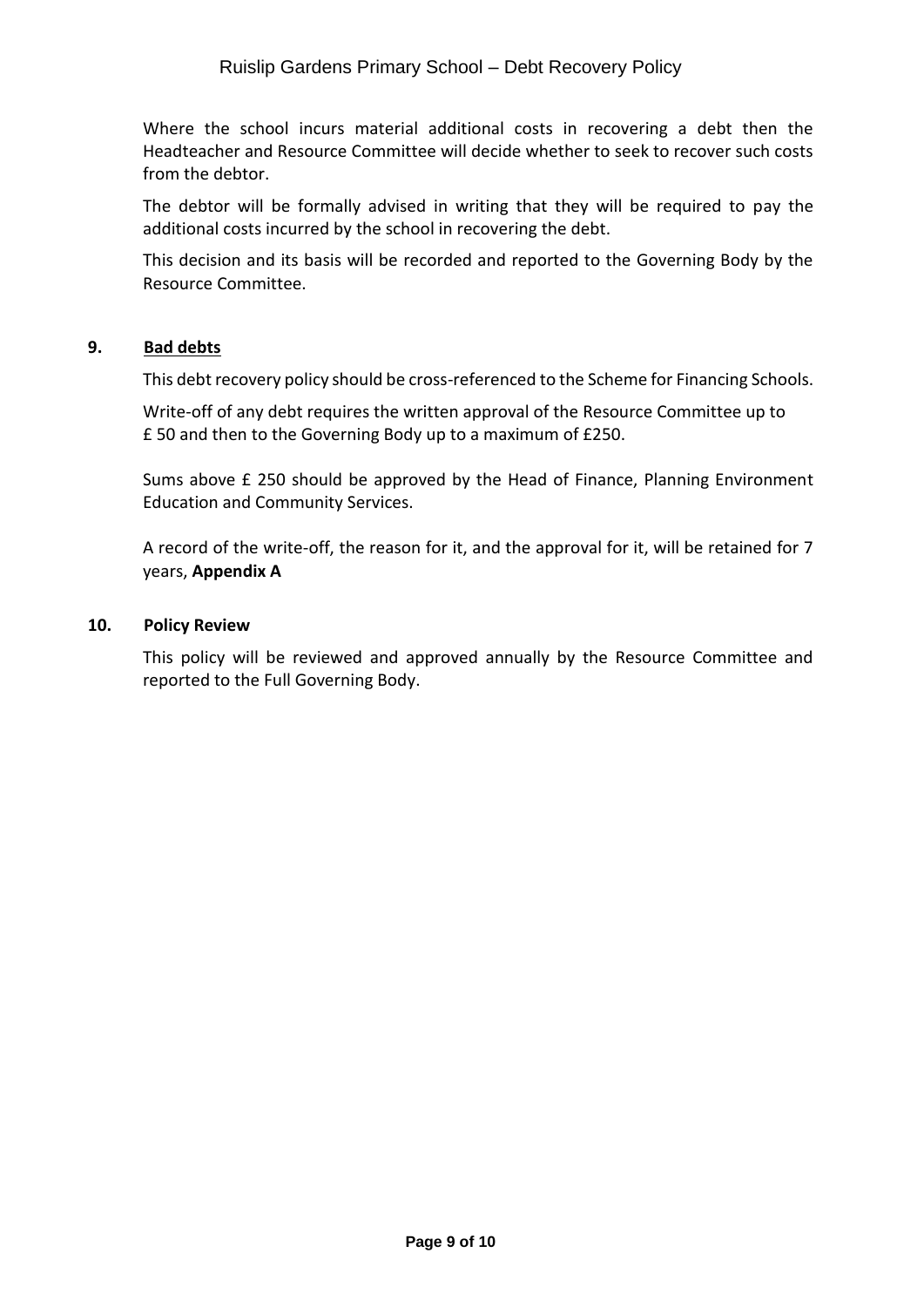Where the school incurs material additional costs in recovering a debt then the Headteacher and Resource Committee will decide whether to seek to recover such costs from the debtor.

The debtor will be formally advised in writing that they will be required to pay the additional costs incurred by the school in recovering the debt.

This decision and its basis will be recorded and reported to the Governing Body by the Resource Committee.

## 9. Bad debts

This debt recovery policy should be cross-referenced to the Scheme for Financing Schools.

Write-off of any debt requires the written approval of the Resource Committee up to £ 50 and then to the Governing Body up to a maximum of £250.

Sums above £ 250 should be approved by the Head of Finance, Planning Environment Education and Community Services.

A record of the write-off, the reason for it, and the approval for it, will be retained for 7 years, **Appendix A**

## 10. Policy Review

This policy will be reviewed and approved annually by the Resource Committee and reported to the Full Governing Body.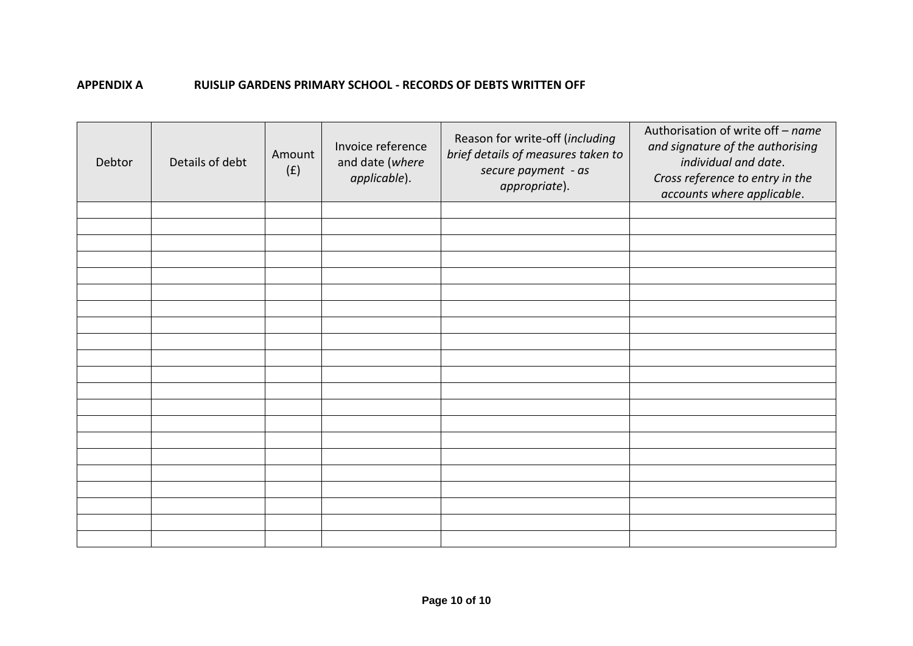**APPENDIX A RUISLIP GARDENS PRIMARY SCHOOL - RECORDS OF DEBTS WRITTEN OFF**

| Debtor | Details of debt | Amount (£) | Invoice reference and date (*where applicable*). | Reason for write-off (*including brief details of measures taken to secure payment - as appropriate*). | Authorisation of write off – *name and signature of the authorising individual and date. Cross reference to entry in the accounts where applicable*. |
|---|---|---|---|---|---|
| | | | | | |
| | | | | | |
| | | | | | |
| | | | | | |
| | | | | | |
| | | | | | |
| | | | | | |
| | | | | | |
| | | | | | |
| | | | | | |
| | | | | | |
| | | | | | |
| | | | | | |
| | | | | | |
| | | | | | |
| | | | | | |
| | | | | | |
| | | | | | |
| | | | | | |
| | | | | | |
| | | | | | |